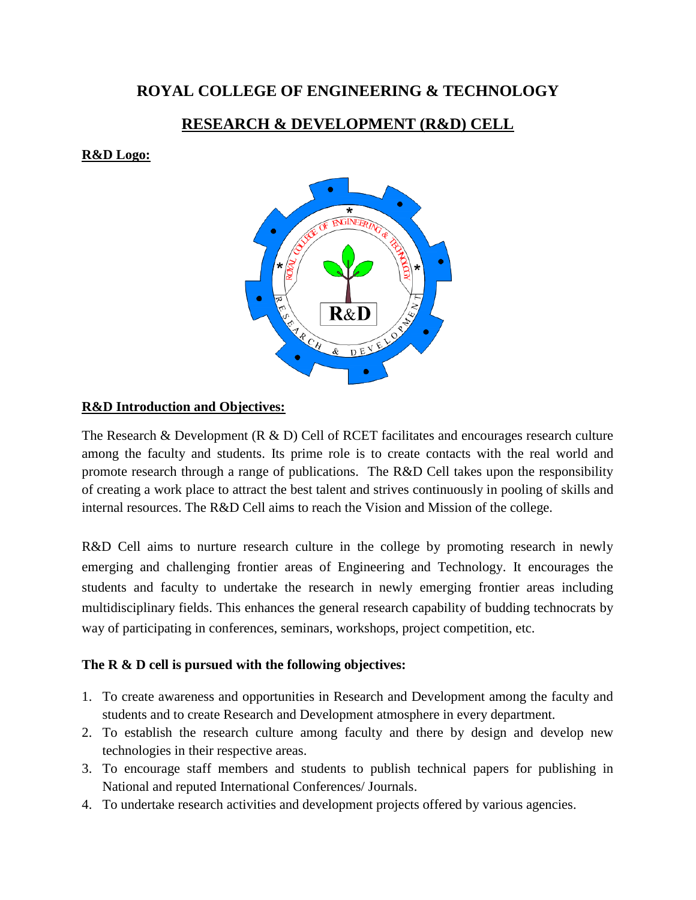# ROYAL COLLEGE OF ENGINEERING & TECHNOLOGY

## RESEARCH & DEVELOPMENT (R&D) CELL

**R&D Logo:**

**R&D Introduction and Objectives:**

The Research & Development (R & D) Cell of RCET facilitates and encourages research culture among the faculty and students. Its prime role is to create contacts with the real world and promote research through a range of publications. The R&D Cell takes upon the responsibility of creating a work place to attract the best talent and strives continuously in pooling of skills and internal resources. The R&D Cell aims to reach the Vision and Mission of the college.

R&D Cell aims to nurture research culture in the college by promoting research in newly emerging and challenging frontier areas of Engineering and Technology. It encourages the students and faculty to undertake the research in newly emerging frontier areas including multidisciplinary fields. This enhances the general research capability of budding technocrats by way of participating in conferences, seminars, workshops, project competition, etc.

**The R & D cell is pursued with the following objectives:**

1. To create awareness and opportunities in Research and Development among the faculty and students and to create Research and Development atmosphere in every department.
2. To establish the research culture among faculty and there by design and develop new technologies in their respective areas.
3. To encourage staff members and students to publish technical papers for publishing in National and reputed International Conferences/ Journals.
4. To undertake research activities and development projects offered by various agencies.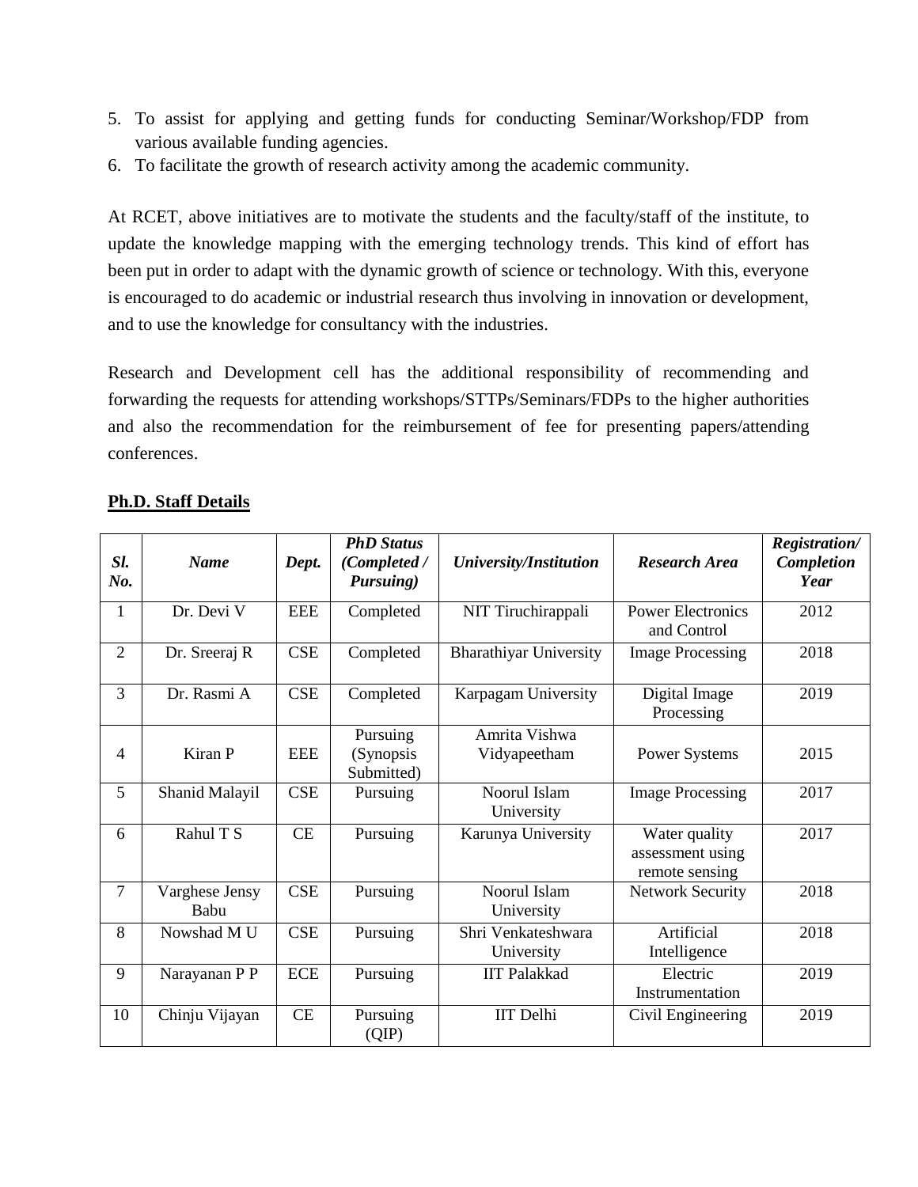5. To assist for applying and getting funds for conducting Seminar/Workshop/FDP from various available funding agencies.
6. To facilitate the growth of research activity among the academic community.

At RCET, above initiatives are to motivate the students and the faculty/staff of the institute, to update the knowledge mapping with the emerging technology trends. This kind of effort has been put in order to adapt with the dynamic growth of science or technology. With this, everyone is encouraged to do academic or industrial research thus involving in innovation or development, and to use the knowledge for consultancy with the industries.

Research and Development cell has the additional responsibility of recommending and forwarding the requests for attending workshops/STTPs/Seminars/FDPs to the higher authorities and also the recommendation for the reimbursement of fee for presenting papers/attending conferences.

**Ph.D. Staff Details**

| ***Sl. No.*** | ***Name*** | ***Dept.*** | ***PhD Status (Completed / Pursuing)*** | ***University/Institution*** | ***Research Area*** | ***Registration/ Completion Year*** |
|---|---|---|---|---|---|---|
| 1 | Dr. Devi V | EEE | Completed | NIT Tiruchirappali | Power Electronics and Control | 2012 |
| 2 | Dr. Sreeraj R | CSE | Completed | Bharathiyar University | Image Processing | 2018 |
| 3 | Dr. Rasmi A | CSE | Completed | Karpagam University | Digital Image Processing | 2019 |
| 4 | Kiran P | EEE | Pursuing (Synopsis Submitted) | Amrita Vishwa Vidyapeetham | Power Systems | 2015 |
| 5 | Shanid Malayil | CSE | Pursuing | Noorul Islam University | Image Processing | 2017 |
| 6 | Rahul T S | CE | Pursuing | Karunya University | Water quality assessment using remote sensing | 2017 |
| 7 | Varghese Jensy Babu | CSE | Pursuing | Noorul Islam University | Network Security | 2018 |
| 8 | Nowshad M U | CSE | Pursuing | Shri Venkateshwara University | Artificial Intelligence | 2018 |
| 9 | Narayanan P P | ECE | Pursuing | IIT Palakkad | Electric Instrumentation | 2019 |
| 10 | Chinju Vijayan | CE | Pursuing (QIP) | IIT Delhi | Civil Engineering | 2019 |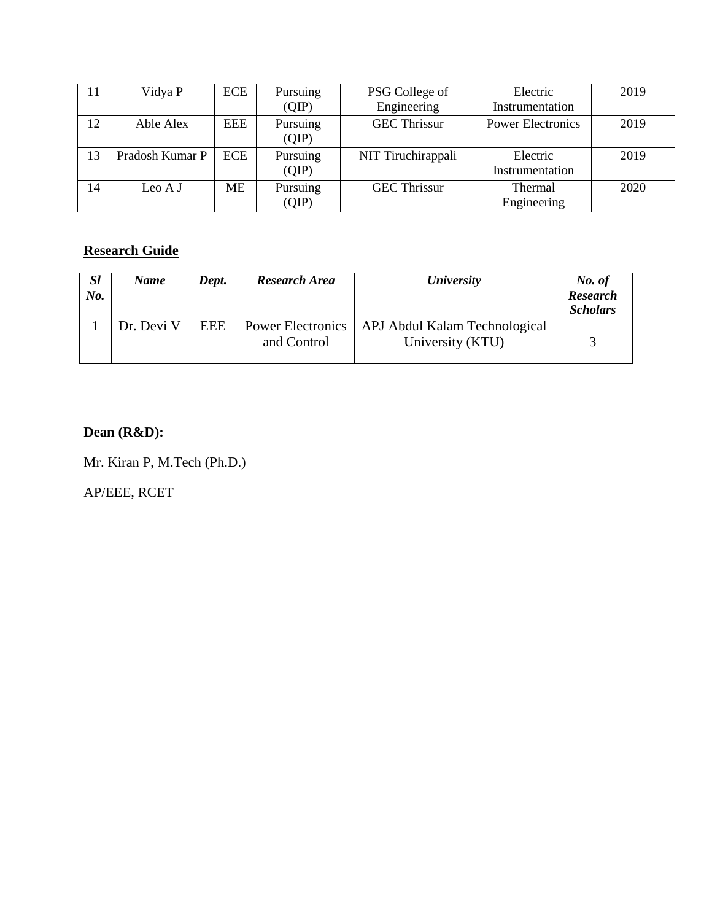| | | | | | | |
|---|---|---|---|---|---|---|
| 11 | Vidya P | ECE | Pursuing (QIP) | PSG College of Engineering | Electric Instrumentation | 2019 |
| 12 | Able Alex | EEE | Pursuing (QIP) | GEC Thrissur | Power Electronics | 2019 |
| 13 | Pradosh Kumar P | ECE | Pursuing (QIP) | NIT Tiruchirappali | Electric Instrumentation | 2019 |
| 14 | Leo A J | ME | Pursuing (QIP) | GEC Thrissur | Thermal Engineering | 2020 |

## Research Guide

| *Sl No.* | *Name* | *Dept.* | *Research Area* | *University* | *No. of Research Scholars* |
|---|---|---|---|---|---|
| 1 | Dr. Devi V | EEE | Power Electronics and Control | APJ Abdul Kalam Technological University (KTU) | 3 |

**Dean (R&D):**

Mr. Kiran P, M.Tech (Ph.D.)

AP/EEE, RCET